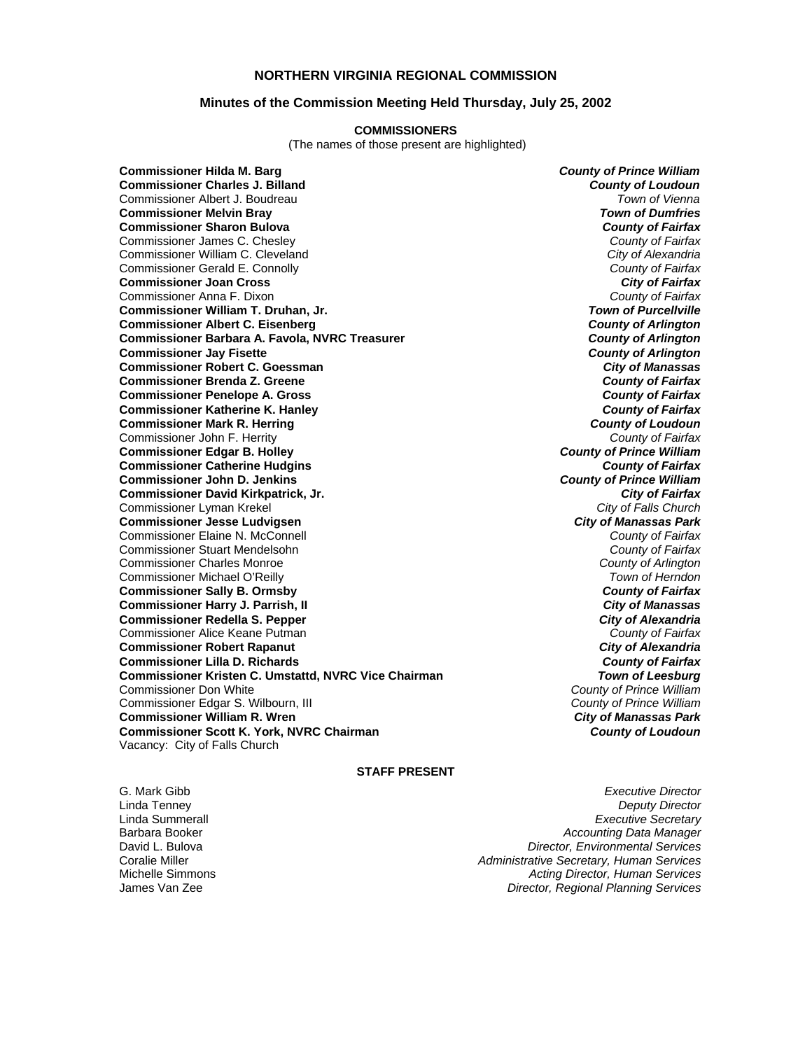## NORTHERN VIRGINIA REGIONAL COMMISSION

### Minutes of the Commission Meeting Held Thursday, July 25, 2002

**COMMISSIONERS**

(The names of those present are highlighted)

**Commissioner Hilda M. Barg** — ***County of Prince William***
**Commissioner Charles J. Billand** — ***County of Loudoun***
Commissioner Albert J. Boudreau — *Town of Vienna*
**Commissioner Melvin Bray** — ***Town of Dumfries***
**Commissioner Sharon Bulova** — ***County of Fairfax***
Commissioner James C. Chesley — *County of Fairfax*
Commissioner William C. Cleveland — *City of Alexandria*
Commissioner Gerald E. Connolly — *County of Fairfax*
**Commissioner Joan Cross** — ***City of Fairfax***
Commissioner Anna F. Dixon — *County of Fairfax*
**Commissioner William T. Druhan, Jr.** — ***Town of Purcellville***
**Commissioner Albert C. Eisenberg** — ***County of Arlington***
**Commissioner Barbara A. Favola, NVRC Treasurer** — ***County of Arlington***
**Commissioner Jay Fisette** — ***County of Arlington***
**Commissioner Robert C. Goessman** — ***City of Manassas***
**Commissioner Brenda Z. Greene** — ***County of Fairfax***
**Commissioner Penelope A. Gross** — ***County of Fairfax***
**Commissioner Katherine K. Hanley** — ***County of Fairfax***
**Commissioner Mark R. Herring** — ***County of Loudoun***
Commissioner John F. Herrity — *County of Fairfax*
**Commissioner Edgar B. Holley** — ***County of Prince William***
**Commissioner Catherine Hudgins** — ***County of Fairfax***
**Commissioner John D. Jenkins** — ***County of Prince William***
**Commissioner David Kirkpatrick, Jr.** — ***City of Fairfax***
Commissioner Lyman Krekel — *City of Falls Church*
**Commissioner Jesse Ludvigsen** — ***City of Manassas Park***
Commissioner Elaine N. McConnell — *County of Fairfax*
Commissioner Stuart Mendelsohn — *County of Fairfax*
Commissioner Charles Monroe — *County of Arlington*
Commissioner Michael O'Reilly — *Town of Herndon*
**Commissioner Sally B. Ormsby** — ***County of Fairfax***
**Commissioner Harry J. Parrish, II** — ***City of Manassas***
**Commissioner Redella S. Pepper** — ***City of Alexandria***
Commissioner Alice Keane Putman — *County of Fairfax*
**Commissioner Robert Rapanut** — ***City of Alexandria***
**Commissioner Lilla D. Richards** — ***County of Fairfax***
**Commissioner Kristen C. Umstattd, NVRC Vice Chairman** — ***Town of Leesburg***
Commissioner Don White — *County of Prince William*
Commissioner Edgar S. Wilbourn, III — *County of Prince William*
**Commissioner William R. Wren** — ***City of Manassas Park***
**Commissioner Scott K. York, NVRC Chairman** — ***County of Loudoun***
Vacancy: City of Falls Church

**STAFF PRESENT**

G. Mark Gibb — *Executive Director*
Linda Tenney — *Deputy Director*
Linda Summerall — *Executive Secretary*
Barbara Booker — *Accounting Data Manager*
David L. Bulova — *Director, Environmental Services*
Coralie Miller — *Administrative Secretary, Human Services*
Michelle Simmons — *Acting Director, Human Services*
James Van Zee — *Director, Regional Planning Services*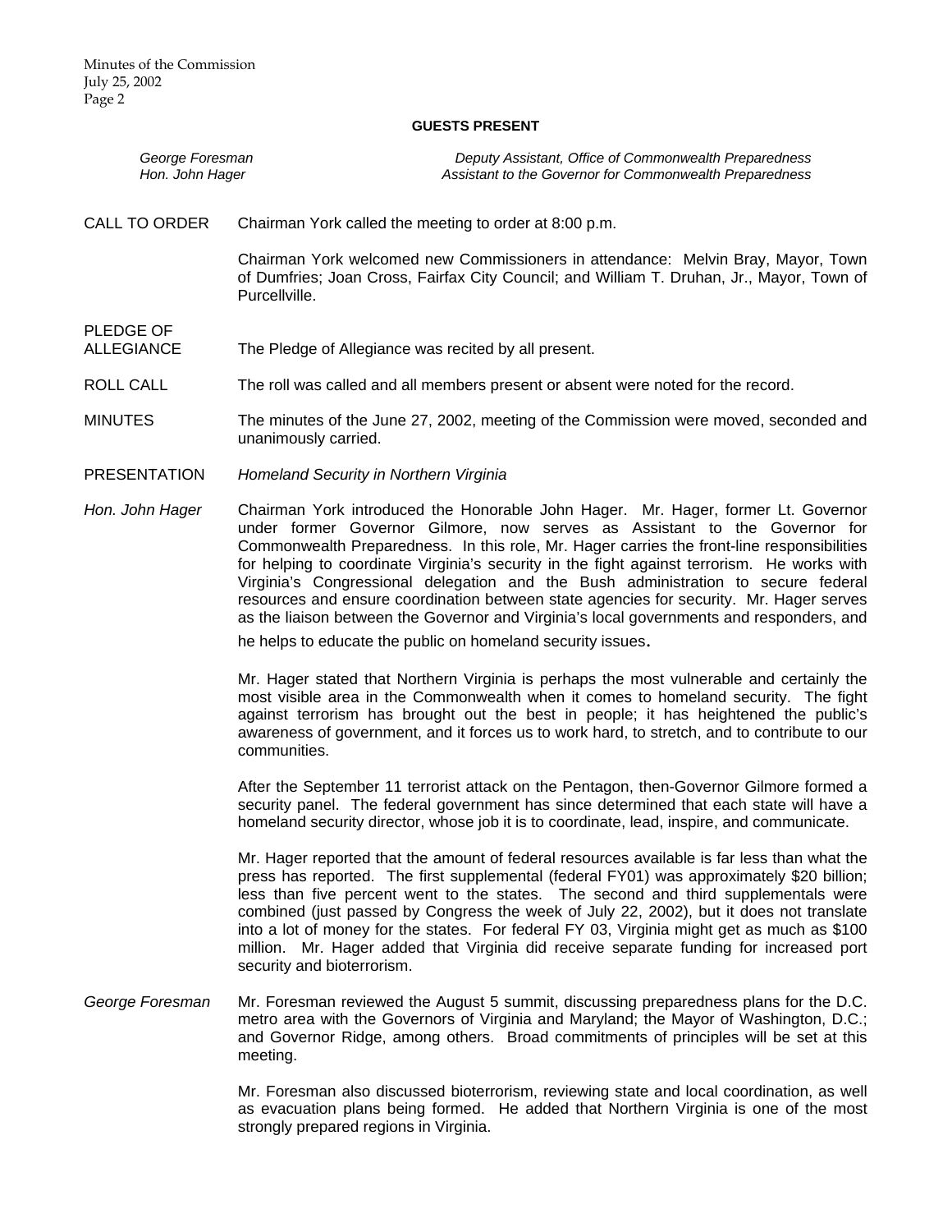**GUESTS PRESENT**

| | |
|---|---|
| *George Foresman* | *Deputy Assistant, Office of Commonwealth Preparedness* |
| *Hon. John Hager* | *Assistant to the Governor for Commonwealth Preparedness* |

CALL TO ORDER

Chairman York called the meeting to order at 8:00 p.m.

Chairman York welcomed new Commissioners in attendance: Melvin Bray, Mayor, Town of Dumfries; Joan Cross, Fairfax City Council; and William T. Druhan, Jr., Mayor, Town of Purcellville.

PLEDGE OF ALLEGIANCE

The Pledge of Allegiance was recited by all present.

ROLL CALL

The roll was called and all members present or absent were noted for the record.

MINUTES

The minutes of the June 27, 2002, meeting of the Commission were moved, seconded and unanimously carried.

PRESENTATION

*Homeland Security in Northern Virginia*

*Hon. John Hager*

Chairman York introduced the Honorable John Hager. Mr. Hager, former Lt. Governor under former Governor Gilmore, now serves as Assistant to the Governor for Commonwealth Preparedness. In this role, Mr. Hager carries the front-line responsibilities for helping to coordinate Virginia's security in the fight against terrorism. He works with Virginia's Congressional delegation and the Bush administration to secure federal resources and ensure coordination between state agencies for security. Mr. Hager serves as the liaison between the Governor and Virginia's local governments and responders, and he helps to educate the public on homeland security issues.

Mr. Hager stated that Northern Virginia is perhaps the most vulnerable and certainly the most visible area in the Commonwealth when it comes to homeland security. The fight against terrorism has brought out the best in people; it has heightened the public's awareness of government, and it forces us to work hard, to stretch, and to contribute to our communities.

After the September 11 terrorist attack on the Pentagon, then-Governor Gilmore formed a security panel. The federal government has since determined that each state will have a homeland security director, whose job it is to coordinate, lead, inspire, and communicate.

Mr. Hager reported that the amount of federal resources available is far less than what the press has reported. The first supplemental (federal FY01) was approximately $20 billion; less than five percent went to the states. The second and third supplementals were combined (just passed by Congress the week of July 22, 2002), but it does not translate into a lot of money for the states. For federal FY 03, Virginia might get as much as $100 million. Mr. Hager added that Virginia did receive separate funding for increased port security and bioterrorism.

*George Foresman*

Mr. Foresman reviewed the August 5 summit, discussing preparedness plans for the D.C. metro area with the Governors of Virginia and Maryland; the Mayor of Washington, D.C.; and Governor Ridge, among others. Broad commitments of principles will be set at this meeting.

Mr. Foresman also discussed bioterrorism, reviewing state and local coordination, as well as evacuation plans being formed. He added that Northern Virginia is one of the most strongly prepared regions in Virginia.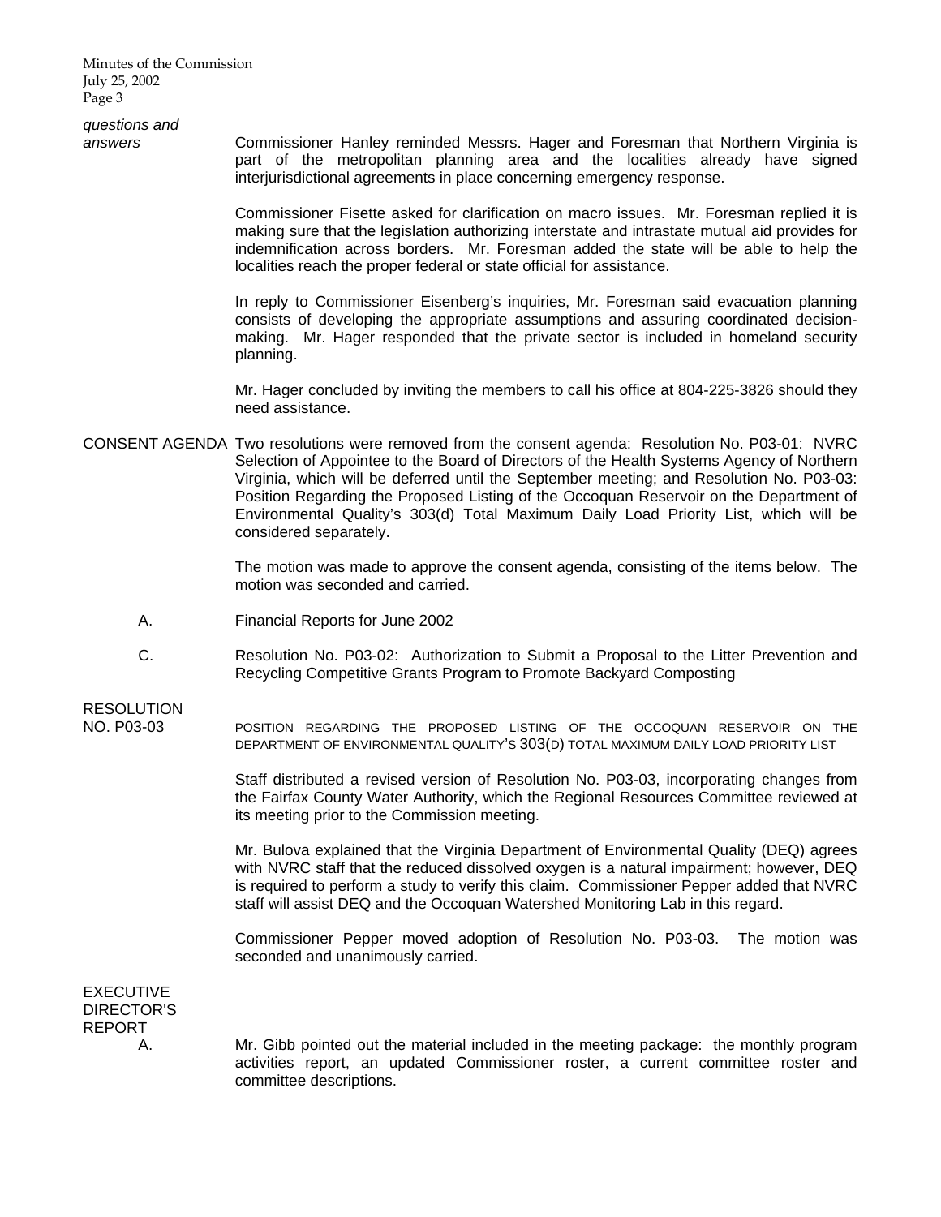*questions and answers*

Commissioner Hanley reminded Messrs. Hager and Foresman that Northern Virginia is part of the metropolitan planning area and the localities already have signed interjurisdictional agreements in place concerning emergency response.

Commissioner Fisette asked for clarification on macro issues. Mr. Foresman replied it is making sure that the legislation authorizing interstate and intrastate mutual aid provides for indemnification across borders. Mr. Foresman added the state will be able to help the localities reach the proper federal or state official for assistance.

In reply to Commissioner Eisenberg's inquiries, Mr. Foresman said evacuation planning consists of developing the appropriate assumptions and assuring coordinated decision-making. Mr. Hager responded that the private sector is included in homeland security planning.

Mr. Hager concluded by inviting the members to call his office at 804-225-3826 should they need assistance.

CONSENT AGENDA

Two resolutions were removed from the consent agenda: Resolution No. P03-01: NVRC Selection of Appointee to the Board of Directors of the Health Systems Agency of Northern Virginia, which will be deferred until the September meeting; and Resolution No. P03-03: Position Regarding the Proposed Listing of the Occoquan Reservoir on the Department of Environmental Quality's 303(d) Total Maximum Daily Load Priority List, which will be considered separately.

The motion was made to approve the consent agenda, consisting of the items below. The motion was seconded and carried.

A. Financial Reports for June 2002

C. Resolution No. P03-02: Authorization to Submit a Proposal to the Litter Prevention and Recycling Competitive Grants Program to Promote Backyard Composting

RESOLUTION NO. P03-03

POSITION REGARDING THE PROPOSED LISTING OF THE OCCOQUAN RESERVOIR ON THE DEPARTMENT OF ENVIRONMENTAL QUALITY'S 303(D) TOTAL MAXIMUM DAILY LOAD PRIORITY LIST

Staff distributed a revised version of Resolution No. P03-03, incorporating changes from the Fairfax County Water Authority, which the Regional Resources Committee reviewed at its meeting prior to the Commission meeting.

Mr. Bulova explained that the Virginia Department of Environmental Quality (DEQ) agrees with NVRC staff that the reduced dissolved oxygen is a natural impairment; however, DEQ is required to perform a study to verify this claim. Commissioner Pepper added that NVRC staff will assist DEQ and the Occoquan Watershed Monitoring Lab in this regard.

Commissioner Pepper moved adoption of Resolution No. P03-03. The motion was seconded and unanimously carried.

EXECUTIVE DIRECTOR'S REPORT

A. Mr. Gibb pointed out the material included in the meeting package: the monthly program activities report, an updated Commissioner roster, a current committee roster and committee descriptions.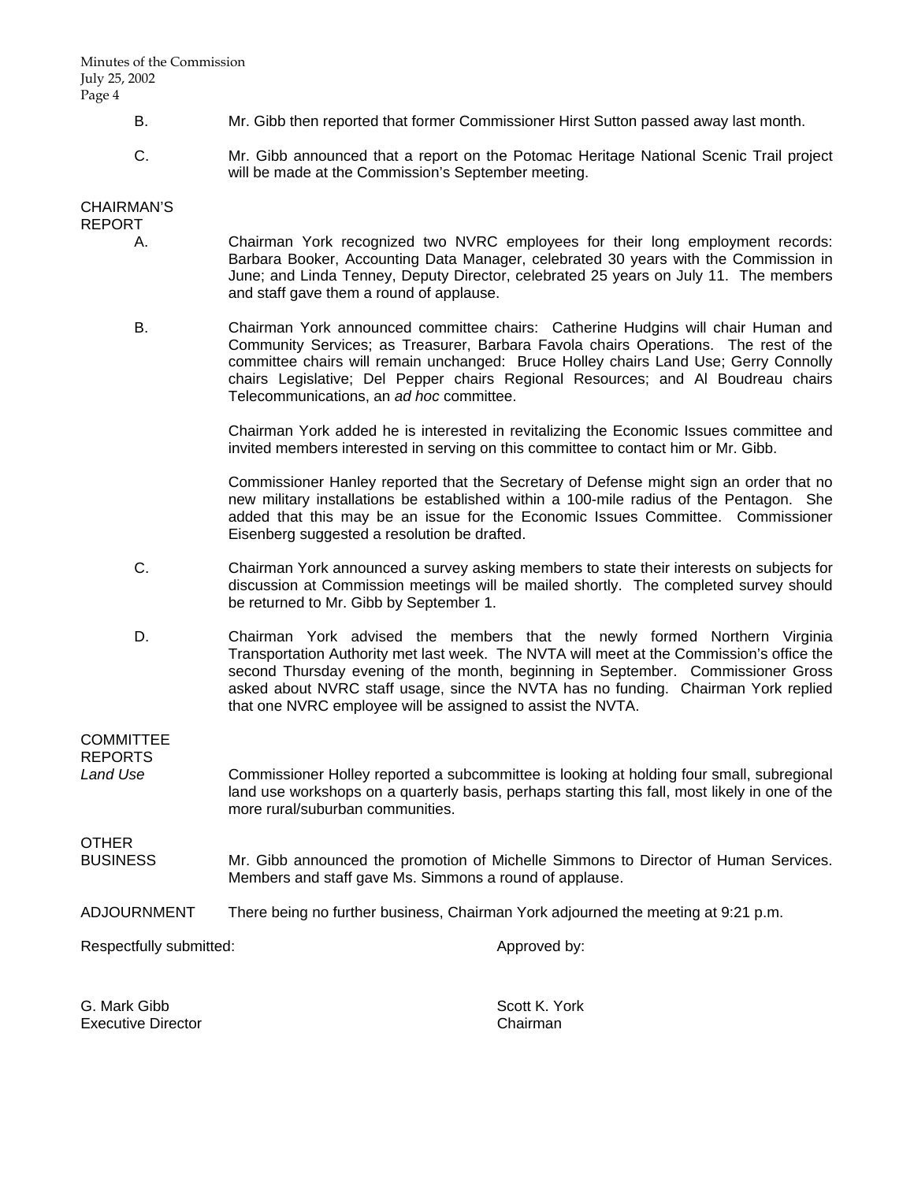B. Mr. Gibb then reported that former Commissioner Hirst Sutton passed away last month.

C. Mr. Gibb announced that a report on the Potomac Heritage National Scenic Trail project will be made at the Commission's September meeting.

CHAIRMAN'S REPORT

A. Chairman York recognized two NVRC employees for their long employment records: Barbara Booker, Accounting Data Manager, celebrated 30 years with the Commission in June; and Linda Tenney, Deputy Director, celebrated 25 years on July 11. The members and staff gave them a round of applause.

B. Chairman York announced committee chairs: Catherine Hudgins will chair Human and Community Services; as Treasurer, Barbara Favola chairs Operations. The rest of the committee chairs will remain unchanged: Bruce Holley chairs Land Use; Gerry Connolly chairs Legislative; Del Pepper chairs Regional Resources; and Al Boudreau chairs Telecommunications, an *ad hoc* committee.

Chairman York added he is interested in revitalizing the Economic Issues committee and invited members interested in serving on this committee to contact him or Mr. Gibb.

Commissioner Hanley reported that the Secretary of Defense might sign an order that no new military installations be established within a 100-mile radius of the Pentagon. She added that this may be an issue for the Economic Issues Committee. Commissioner Eisenberg suggested a resolution be drafted.

C. Chairman York announced a survey asking members to state their interests on subjects for discussion at Commission meetings will be mailed shortly. The completed survey should be returned to Mr. Gibb by September 1.

D. Chairman York advised the members that the newly formed Northern Virginia Transportation Authority met last week. The NVTA will meet at the Commission's office the second Thursday evening of the month, beginning in September. Commissioner Gross asked about NVRC staff usage, since the NVTA has no funding. Chairman York replied that one NVRC employee will be assigned to assist the NVTA.

COMMITTEE REPORTS

*Land Use* Commissioner Holley reported a subcommittee is looking at holding four small, subregional land use workshops on a quarterly basis, perhaps starting this fall, most likely in one of the more rural/suburban communities.

OTHER BUSINESS Mr. Gibb announced the promotion of Michelle Simmons to Director of Human Services. Members and staff gave Ms. Simmons a round of applause.

ADJOURNMENT There being no further business, Chairman York adjourned the meeting at 9:21 p.m.

Respectfully submitted: Approved by:

G. Mark Gibb
Executive Director

Scott K. York
Chairman